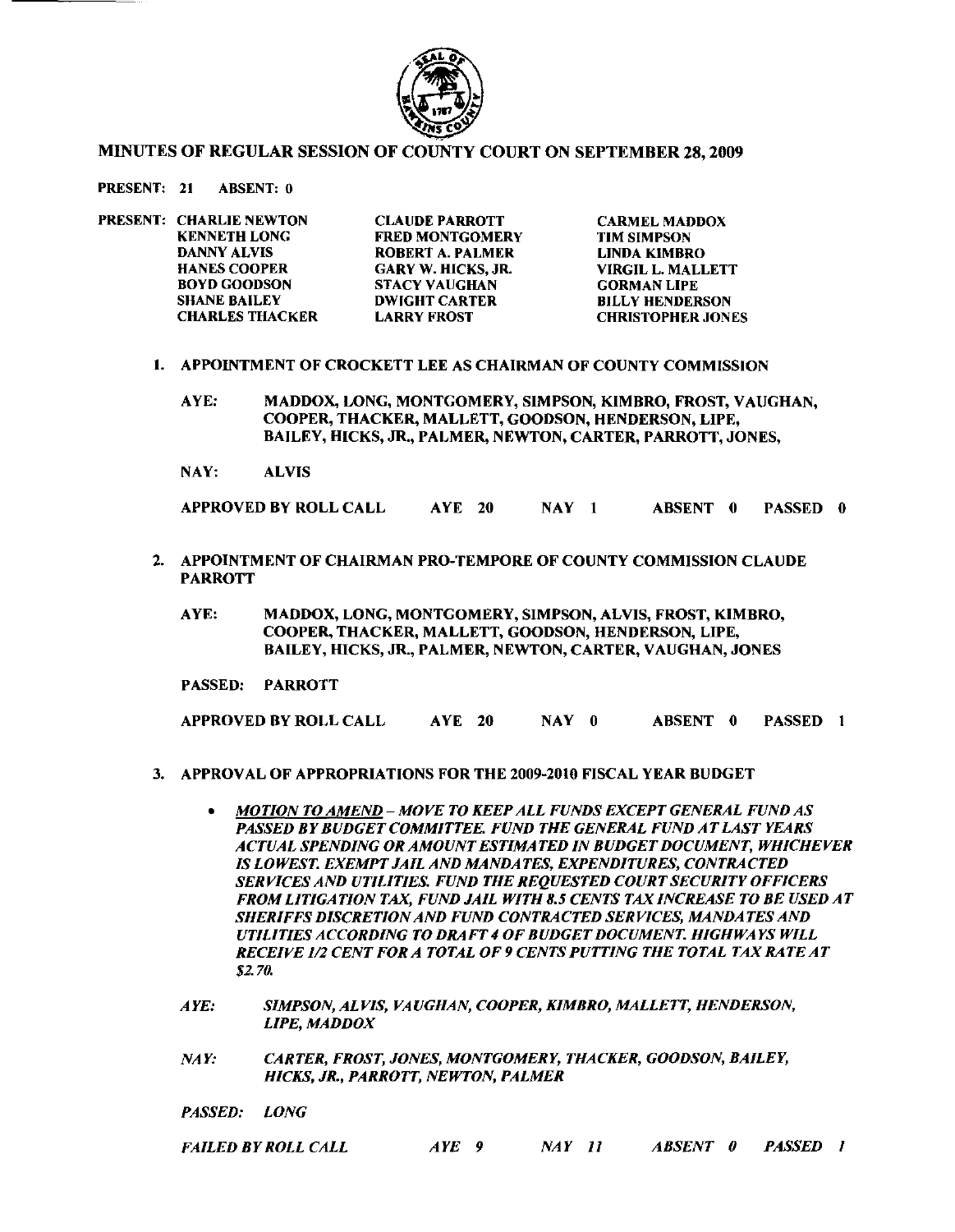# MINUTES OF REGULAR SESSION OF COUNTY COURT ON SEPTEMBER 28, 2009

**PRESENT: 21 ABSENT: 0**

**PRESENT:**

| | | |
|---|---|---|
| CHARLIE NEWTON | CLAUDE PARROTT | CARMEL MADDOX |
| KENNETH LONG | FRED MONTGOMERY | TIM SIMPSON |
| DANNY ALVIS | ROBERT A. PALMER | LINDA KIMBRO |
| HANES COOPER | GARY W. HICKS, JR. | VIRGIL L. MALLETT |
| BOYD GOODSON | STACY VAUGHAN | GORMAN LIPE |
| SHANE BAILEY | DWIGHT CARTER | BILLY HENDERSON |
| CHARLES THACKER | LARRY FROST | CHRISTOPHER JONES |

1. **APPOINTMENT OF CROCKETT LEE AS CHAIRMAN OF COUNTY COMMISSION**

   **AYE:** MADDOX, LONG, MONTGOMERY, SIMPSON, KIMBRO, FROST, VAUGHAN, COOPER, THACKER, MALLETT, GOODSON, HENDERSON, LIPE, BAILEY, HICKS, JR., PALMER, NEWTON, CARTER, PARROTT, JONES,

   **NAY:** ALVIS

   **APPROVED BY ROLL CALL AYE 20 NAY 1 ABSENT 0 PASSED 0**

2. **APPOINTMENT OF CHAIRMAN PRO-TEMPORE OF COUNTY COMMISSION CLAUDE PARROTT**

   **AYE:** MADDOX, LONG, MONTGOMERY, SIMPSON, ALVIS, FROST, KIMBRO, COOPER, THACKER, MALLETT, GOODSON, HENDERSON, LIPE, BAILEY, HICKS, JR., PALMER, NEWTON, CARTER, VAUGHAN, JONES

   **PASSED:** PARROTT

   **APPROVED BY ROLL CALL AYE 20 NAY 0 ABSENT 0 PASSED 1**

3. **APPROVAL OF APPROPRIATIONS FOR THE 2009-2010 FISCAL YEAR BUDGET**

   - ***MOTION TO AMEND** – MOVE TO KEEP ALL FUNDS EXCEPT GENERAL FUND AS PASSED BY BUDGET COMMITTEE. FUND THE GENERAL FUND AT LAST YEARS ACTUAL SPENDING OR AMOUNT ESTIMATED IN BUDGET DOCUMENT, WHICHEVER IS LOWEST. EXEMPT JAIL AND MANDATES, EXPENDITURES, CONTRACTED SERVICES AND UTILITIES. FUND THE REQUESTED COURT SECURITY OFFICERS FROM LITIGATION TAX, FUND JAIL WITH 8.5 CENTS TAX INCREASE TO BE USED AT SHERIFFS DISCRETION AND FUND CONTRACTED SERVICES, MANDATES AND UTILITIES ACCORDING TO DRAFT 4 OF BUDGET DOCUMENT. HIGHWAYS WILL RECEIVE 1/2 CENT FOR A TOTAL OF 9 CENTS PUTTING THE TOTAL TAX RATE AT $2.70.*

   ***AYE:** SIMPSON, ALVIS, VAUGHAN, COOPER, KIMBRO, MALLETT, HENDERSON, LIPE, MADDOX*

   ***NAY:** CARTER, FROST, JONES, MONTGOMERY, THACKER, GOODSON, BAILEY, HICKS, JR., PARROTT, NEWTON, PALMER*

   ***PASSED:** LONG*

   ***FAILED BY ROLL CALL AYE 9 NAY 11 ABSENT 0 PASSED 1***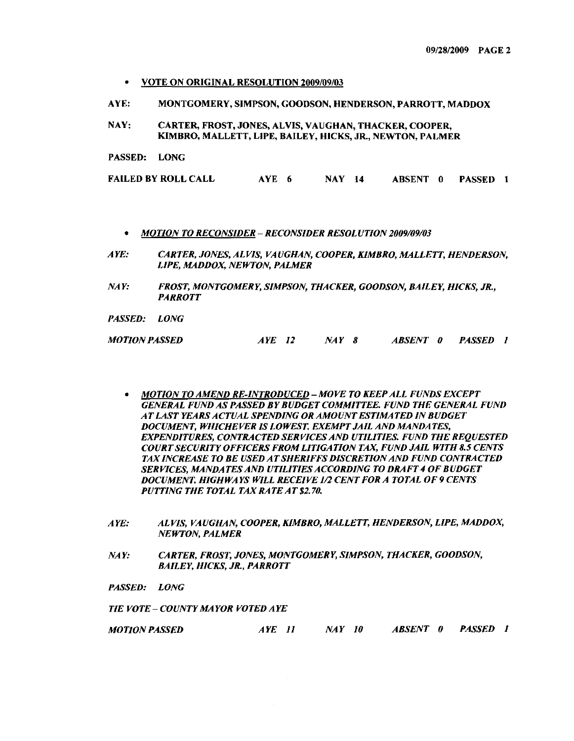- **VOTE ON ORIGINAL RESOLUTION 2009/09/03**

**AYE:** MONTGOMERY, SIMPSON, GOODSON, HENDERSON, PARROTT, MADDOX

**NAY:** CARTER, FROST, JONES, ALVIS, VAUGHAN, THACKER, COOPER, KIMBRO, MALLETT, LIPE, BAILEY, HICKS, JR., NEWTON, PALMER

**PASSED:** LONG

**FAILED BY ROLL CALL** AYE 6 NAY 14 ABSENT 0 PASSED 1

- ***MOTION TO RECONSIDER – RECONSIDER RESOLUTION 2009/09/03***

***AYE:*** *CARTER, JONES, ALVIS, VAUGHAN, COOPER, KIMBRO, MALLETT, HENDERSON, LIPE, MADDOX, NEWTON, PALMER*

***NAY:*** *FROST, MONTGOMERY, SIMPSON, THACKER, GOODSON, BAILEY, HICKS, JR., PARROTT*

***PASSED:*** *LONG*

***MOTION PASSED*** *AYE 12 NAY 8 ABSENT 0 PASSED 1*

- ***MOTION TO AMEND RE-INTRODUCED – MOVE TO KEEP ALL FUNDS EXCEPT GENERAL FUND AS PASSED BY BUDGET COMMITTEE. FUND THE GENERAL FUND AT LAST YEARS ACTUAL SPENDING OR AMOUNT ESTIMATED IN BUDGET DOCUMENT, WHICHEVER IS LOWEST. EXEMPT JAIL AND MANDATES, EXPENDITURES, CONTRACTED SERVICES AND UTILITIES. FUND THE REQUESTED COURT SECURITY OFFICERS FROM LITIGATION TAX, FUND JAIL WITH 8.5 CENTS TAX INCREASE TO BE USED AT SHERIFFS DISCRETION AND FUND CONTRACTED SERVICES, MANDATES AND UTILITIES ACCORDING TO DRAFT 4 OF BUDGET DOCUMENT. HIGHWAYS WILL RECEIVE 1/2 CENT FOR A TOTAL OF 9 CENTS PUTTING THE TOTAL TAX RATE AT $2.70.***

***AYE:*** *ALVIS, VAUGHAN, COOPER, KIMBRO, MALLETT, HENDERSON, LIPE, MADDOX, NEWTON, PALMER*

***NAY:*** *CARTER, FROST, JONES, MONTGOMERY, SIMPSON, THACKER, GOODSON, BAILEY, HICKS, JR., PARROTT*

***PASSED:*** *LONG*

***TIE VOTE – COUNTY MAYOR VOTED AYE***

***MOTION PASSED*** *AYE 11 NAY 10 ABSENT 0 PASSED 1*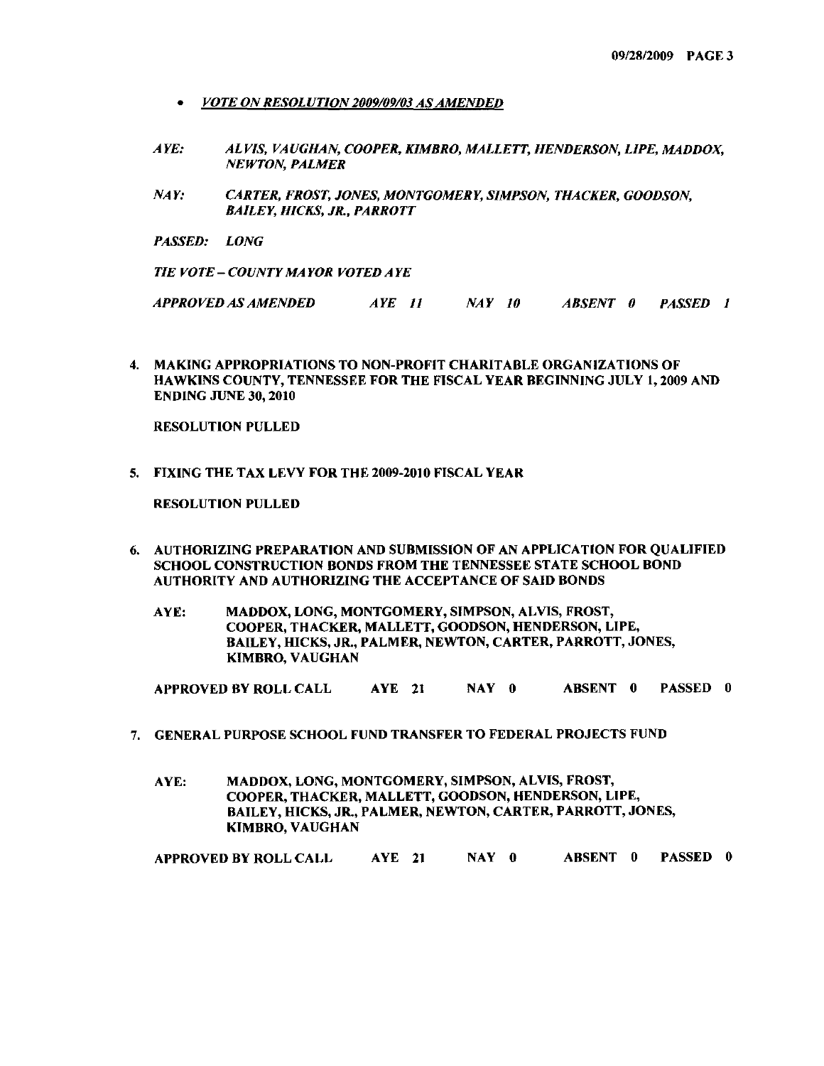- ***VOTE ON RESOLUTION 2009/09/03 AS AMENDED***

*AYE: ALVIS, VAUGHAN, COOPER, KIMBRO, MALLETT, HENDERSON, LIPE, MADDOX, NEWTON, PALMER*

*NAY: CARTER, FROST, JONES, MONTGOMERY, SIMPSON, THACKER, GOODSON, BAILEY, HICKS, JR., PARROTT*

*PASSED: LONG*

*TIE VOTE – COUNTY MAYOR VOTED AYE*

*APPROVED AS AMENDED AYE 11 NAY 10 ABSENT 0 PASSED 1*

4. **MAKING APPROPRIATIONS TO NON-PROFIT CHARITABLE ORGANIZATIONS OF HAWKINS COUNTY, TENNESSEE FOR THE FISCAL YEAR BEGINNING JULY 1, 2009 AND ENDING JUNE 30, 2010**

   **RESOLUTION PULLED**

5. **FIXING THE TAX LEVY FOR THE 2009-2010 FISCAL YEAR**

   **RESOLUTION PULLED**

6. **AUTHORIZING PREPARATION AND SUBMISSION OF AN APPLICATION FOR QUALIFIED SCHOOL CONSTRUCTION BONDS FROM THE TENNESSEE STATE SCHOOL BOND AUTHORITY AND AUTHORIZING THE ACCEPTANCE OF SAID BONDS**

   **AYE: MADDOX, LONG, MONTGOMERY, SIMPSON, ALVIS, FROST, COOPER, THACKER, MALLETT, GOODSON, HENDERSON, LIPE, BAILEY, HICKS, JR., PALMER, NEWTON, CARTER, PARROTT, JONES, KIMBRO, VAUGHAN**

   **APPROVED BY ROLL CALL AYE 21 NAY 0 ABSENT 0 PASSED 0**

7. **GENERAL PURPOSE SCHOOL FUND TRANSFER TO FEDERAL PROJECTS FUND**

   **AYE: MADDOX, LONG, MONTGOMERY, SIMPSON, ALVIS, FROST, COOPER, THACKER, MALLETT, GOODSON, HENDERSON, LIPE, BAILEY, HICKS, JR., PALMER, NEWTON, CARTER, PARROTT, JONES, KIMBRO, VAUGHAN**

   **APPROVED BY ROLL CALL AYE 21 NAY 0 ABSENT 0 PASSED 0**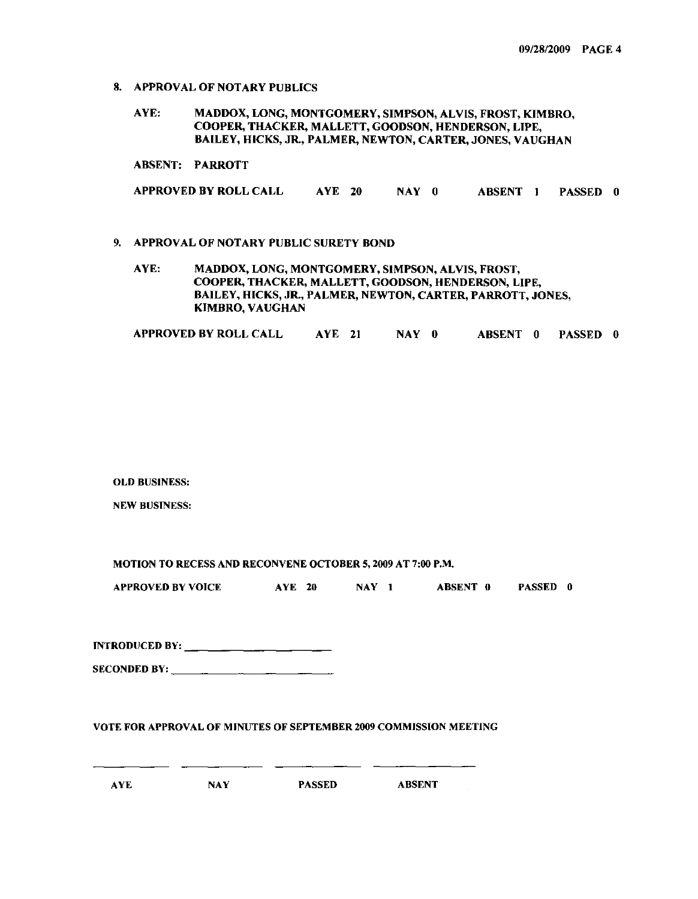8. **APPROVAL OF NOTARY PUBLICS**

**AYE:** MADDOX, LONG, MONTGOMERY, SIMPSON, ALVIS, FROST, KIMBRO, COOPER, THACKER, MALLETT, GOODSON, HENDERSON, LIPE, BAILEY, HICKS, JR., PALMER, NEWTON, CARTER, JONES, VAUGHAN

**ABSENT:** PARROTT

**APPROVED BY ROLL CALL** AYE 20 NAY 0 ABSENT 1 PASSED 0

9. **APPROVAL OF NOTARY PUBLIC SURETY BOND**

**AYE:** MADDOX, LONG, MONTGOMERY, SIMPSON, ALVIS, FROST, COOPER, THACKER, MALLETT, GOODSON, HENDERSON, LIPE, BAILEY, HICKS, JR., PALMER, NEWTON, CARTER, PARROTT, JONES, KIMBRO, VAUGHAN

**APPROVED BY ROLL CALL** AYE 21 NAY 0 ABSENT 0 PASSED 0

**OLD BUSINESS:**

**NEW BUSINESS:**

**MOTION TO RECESS AND RECONVENE OCTOBER 5, 2009 AT 7:00 P.M.**

**APPROVED BY VOICE** AYE 20 NAY 1 ABSENT 0 PASSED 0

**INTRODUCED BY:** ________________________

**SECONDED BY:** ________________________

**VOTE FOR APPROVAL OF MINUTES OF SEPTEMBER 2009 COMMISSION MEETING**

| AYE | NAY | PASSED | ABSENT |
|---|---|---|---|
| ________ | ________ | ________ | ________ |